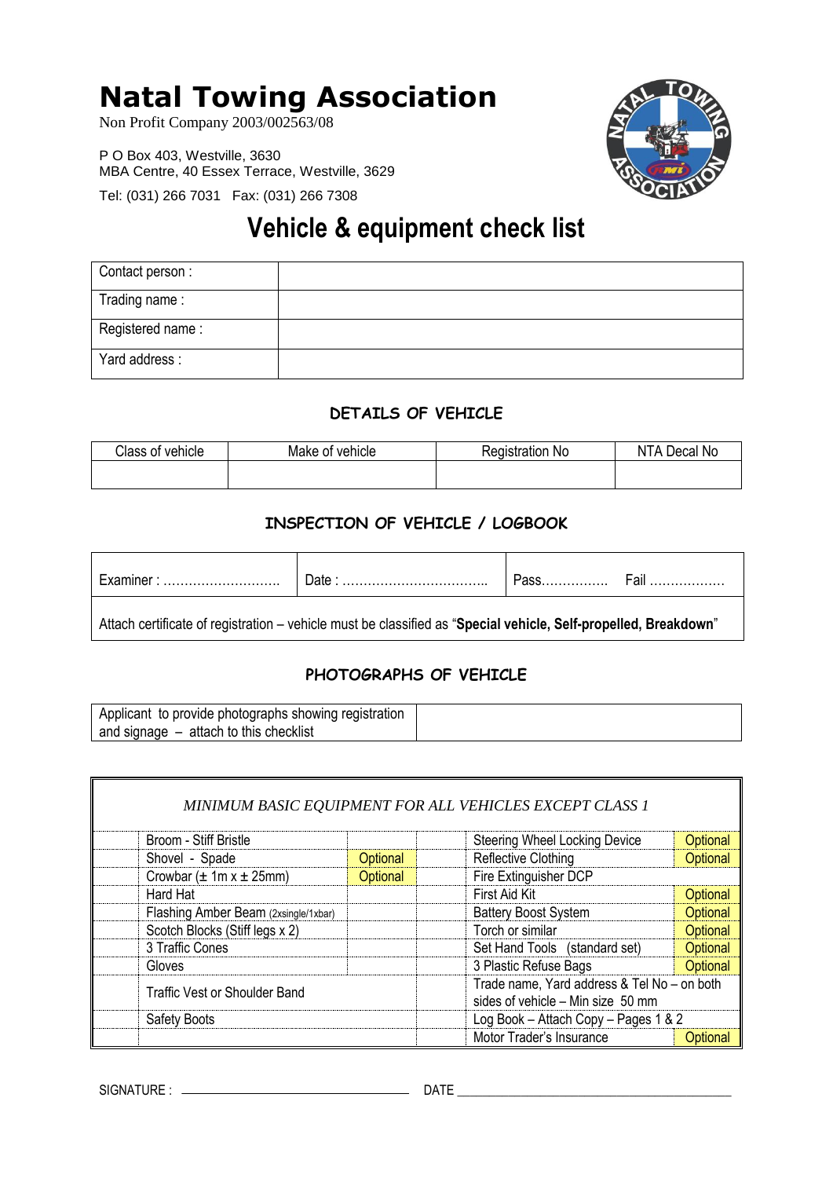# Natal Towing Association

Non Profit Company 2003/002563/08

P O Box 403, Westville, 3630
MBA Centre, 40 Essex Terrace, Westville, 3629

Tel: (031) 266 7031   Fax: (031) 266 7308

## Vehicle & equipment check list

| | |
|---|---|
| Contact person : | |
| Trading name : | |
| Registered name : | |
| Yard address : | |

### DETAILS OF VEHICLE

| Class of vehicle | Make of vehicle | Registration No | NTA Decal No |
|---|---|---|---|
| | | | |

### INSPECTION OF VEHICLE / LOGBOOK

| Examiner : ……………………… | Date : …………………………… | Pass…………… Fail ……………… |
|---|---|---|
| Attach certificate of registration – vehicle must be classified as "**Special vehicle, Self-propelled, Breakdown**" | | |

### PHOTOGRAPHS OF VEHICLE

| Applicant to provide photographs showing registration and signage – attach to this checklist | |
|---|---|

*MINIMUM BASIC EQUIPMENT FOR ALL VEHICLES EXCEPT CLASS 1*

| | | | | | |
|---|---|---|---|---|---|
| | Broom - Stiff Bristle | | | Steering Wheel Locking Device | Optional |
| | Shovel - Spade | Optional | | Reflective Clothing | Optional |
| | Crowbar (± 1m x ± 25mm) | Optional | | Fire Extinguisher DCP | |
| | Hard Hat | | | First Aid Kit | Optional |
| | Flashing Amber Beam (2xsingle/1xbar) | | | Battery Boost System | Optional |
| | Scotch Blocks (Stiff legs x 2) | | | Torch or similar | Optional |
| | 3 Traffic Cones | | | Set Hand Tools (standard set) | Optional |
| | Gloves | | | 3 Plastic Refuse Bags | Optional |
| | Traffic Vest or Shoulder Band | | | Trade name, Yard address & Tel No – on both sides of vehicle – Min size 50 mm | |
| | Safety Boots | | | Log Book – Attach Copy – Pages 1 & 2 | |
| | | | | Motor Trader's Insurance | Optional |

SIGNATURE : ______________________________ DATE ______________________________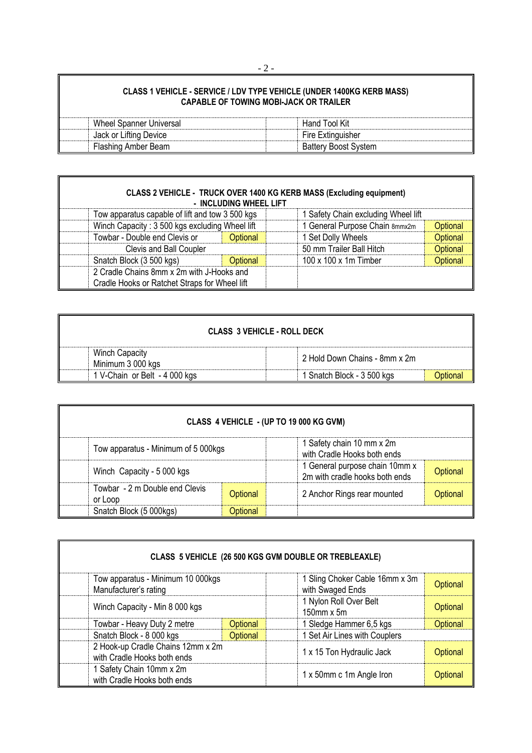## CLASS 1 VEHICLE - SERVICE / LDV TYPE VEHICLE (UNDER 1400KG KERB MASS) CAPABLE OF TOWING MOBI-JACK OR TRAILER

| | | | |
|---|---|---|---|
| Wheel Spanner Universal | | Hand Tool Kit | |
| Jack or Lifting Device | | Fire Extinguisher | |
| Flashing Amber Beam | | Battery Boost System | |

## CLASS 2 VEHICLE - TRUCK OVER 1400 KG KERB MASS (Excluding equipment) - INCLUDING WHEEL LIFT

| | | | |
|---|---|---|---|
| Tow apparatus capable of lift and tow 3 500 kgs | | 1 Safety Chain excluding Wheel lift | |
| Winch Capacity : 3 500 kgs excluding Wheel lift | | 1 General Purpose Chain 8mmx2m | Optional |
| Towbar - Double end Clevis or Clevis and Ball Coupler | Optional | 1 Set Dolly Wheels | Optional |
| | | 50 mm Trailer Ball Hitch | Optional |
| Snatch Block (3 500 kgs) | Optional | 100 x 100 x 1m Timber | Optional |
| 2 Cradle Chains 8mm x 2m with J-Hooks and Cradle Hooks or Ratchet Straps for Wheel lift | | | |

## CLASS 3 VEHICLE - ROLL DECK

| | | | |
|---|---|---|---|
| Winch Capacity Minimum 3 000 kgs | | 2 Hold Down Chains - 8mm x 2m | |
| 1 V-Chain or Belt - 4 000 kgs | | 1 Snatch Block - 3 500 kgs | Optional |

## CLASS 4 VEHICLE - (UP TO 19 000 KG GVM)

| | | | |
|---|---|---|---|
| Tow apparatus - Minimum of 5 000kgs | | 1 Safety chain 10 mm x 2m with Cradle Hooks both ends | |
| Winch Capacity - 5 000 kgs | | 1 General purpose chain 10mm x 2m with cradle hooks both ends | Optional |
| Towbar - 2 m Double end Clevis or Loop | Optional | 2 Anchor Rings rear mounted | Optional |
| Snatch Block (5 000kgs) | Optional | | |

## CLASS 5 VEHICLE (26 500 KGS GVM DOUBLE OR TREBLEAXLE)

| | | | |
|---|---|---|---|
| Tow apparatus - Minimum 10 000kgs Manufacturer's rating | | 1 Sling Choker Cable 16mm x 3m with Swaged Ends | Optional |
| Winch Capacity - Min 8 000 kgs | | 1 Nylon Roll Over Belt 150mm x 5m | Optional |
| Towbar - Heavy Duty 2 metre | Optional | 1 Sledge Hammer 6,5 kgs | Optional |
| Snatch Block - 8 000 kgs | Optional | 1 Set Air Lines with Couplers | |
| 2 Hook-up Cradle Chains 12mm x 2m with Cradle Hooks both ends | | 1 x 15 Ton Hydraulic Jack | Optional |
| 1 Safety Chain 10mm x 2m with Cradle Hooks both ends | | 1 x 50mm c 1m Angle Iron | Optional |